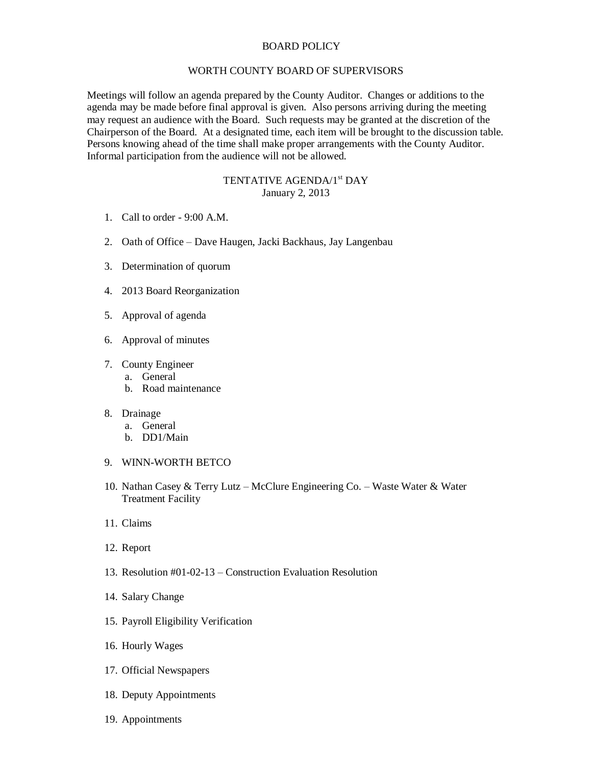# BOARD POLICY

## WORTH COUNTY BOARD OF SUPERVISORS

Meetings will follow an agenda prepared by the County Auditor. Changes or additions to the agenda may be made before final approval is given. Also persons arriving during the meeting may request an audience with the Board. Such requests may be granted at the discretion of the Chairperson of the Board. At a designated time, each item will be brought to the discussion table. Persons knowing ahead of the time shall make proper arrangements with the County Auditor. Informal participation from the audience will not be allowed.

### TENTATIVE AGENDA/1st DAY
January 2, 2013

1. Call to order - 9:00 A.M.

2. Oath of Office – Dave Haugen, Jacki Backhaus, Jay Langenbau

3. Determination of quorum

4. 2013 Board Reorganization

5. Approval of agenda

6. Approval of minutes

7. County Engineer
   a. General
   b. Road maintenance

8. Drainage
   a. General
   b. DD1/Main

9. WINN-WORTH BETCO

10. Nathan Casey & Terry Lutz – McClure Engineering Co. – Waste Water & Water Treatment Facility

11. Claims

12. Report

13. Resolution #01-02-13 – Construction Evaluation Resolution

14. Salary Change

15. Payroll Eligibility Verification

16. Hourly Wages

17. Official Newspapers

18. Deputy Appointments

19. Appointments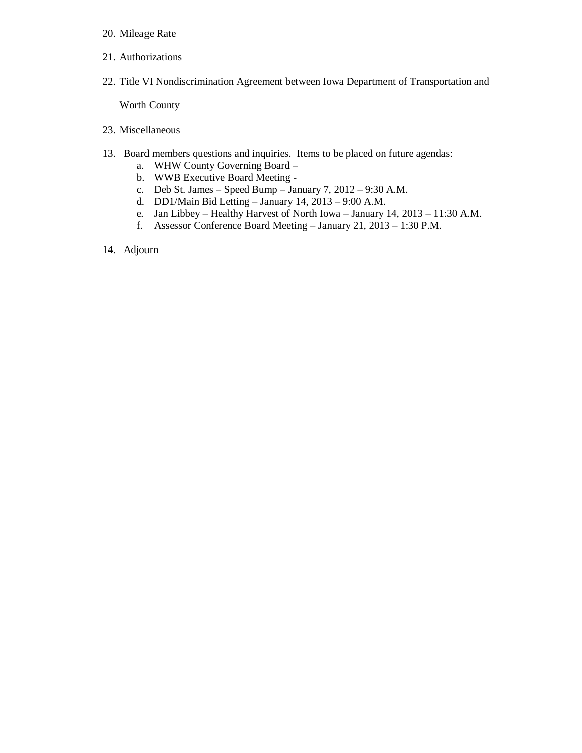20. Mileage Rate

21. Authorizations

22. Title VI Nondiscrimination Agreement between Iowa Department of Transportation and

    Worth County

23. Miscellaneous

13. Board members questions and inquiries. Items to be placed on future agendas:
    a. WHW County Governing Board –
    b. WWB Executive Board Meeting -
    c. Deb St. James – Speed Bump – January 7, 2012 – 9:30 A.M.
    d. DD1/Main Bid Letting – January 14, 2013 – 9:00 A.M.
    e. Jan Libbey – Healthy Harvest of North Iowa – January 14, 2013 – 11:30 A.M.
    f. Assessor Conference Board Meeting – January 21, 2013 – 1:30 P.M.

14. Adjourn